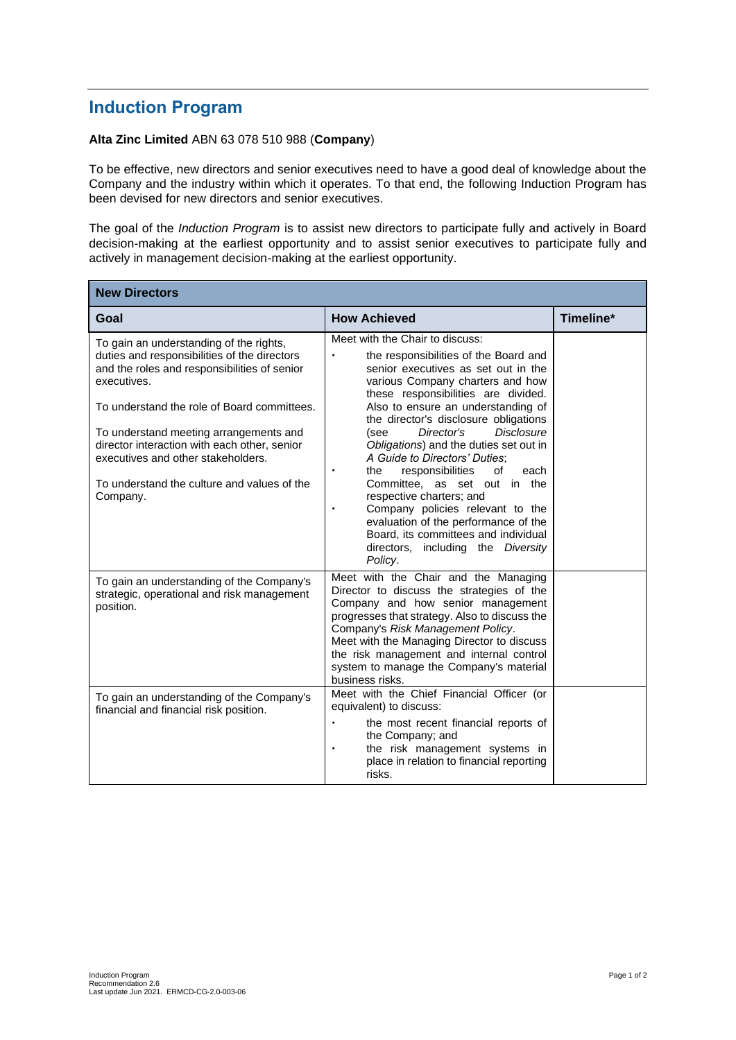# Induction Program

**Alta Zinc Limited** ABN 63 078 510 988 (**Company**)

To be effective, new directors and senior executives need to have a good deal of knowledge about the Company and the industry within which it operates. To that end, the following Induction Program has been devised for new directors and senior executives.

The goal of the *Induction Program* is to assist new directors to participate fully and actively in Board decision-making at the earliest opportunity and to assist senior executives to participate fully and actively in management decision-making at the earliest opportunity.

| **New Directors** | | |
|---|---|---|
| **Goal** | **How Achieved** | **Timeline*** |
| To gain an understanding of the rights, duties and responsibilities of the directors and the roles and responsibilities of senior executives.<br><br>To understand the role of Board committees.<br><br>To understand meeting arrangements and director interaction with each other, senior executives and other stakeholders.<br><br>To understand the culture and values of the Company. | Meet with the Chair to discuss:<br>• the responsibilities of the Board and senior executives as set out in the various Company charters and how these responsibilities are divided. Also to ensure an understanding of the director's disclosure obligations (see *Director's Disclosure Obligations*) and the duties set out in *A Guide to Directors' Duties*;<br>• the responsibilities of each Committee, as set out in the respective charters; and<br>• Company policies relevant to the evaluation of the performance of the Board, its committees and individual directors, including the *Diversity Policy*. | |
| To gain an understanding of the Company's strategic, operational and risk management position. | Meet with the Chair and the Managing Director to discuss the strategies of the Company and how senior management progresses that strategy. Also to discuss the Company's *Risk Management Policy*.<br>Meet with the Managing Director to discuss the risk management and internal control system to manage the Company's material business risks. | |
| To gain an understanding of the Company's financial and financial risk position. | Meet with the Chief Financial Officer (or equivalent) to discuss:<br>• the most recent financial reports of the Company; and<br>• the risk management systems in place in relation to financial reporting risks. | |

Induction Program
Recommendation 2.6
Last update Jun 2021. ERMCD-CG-2.0-003-06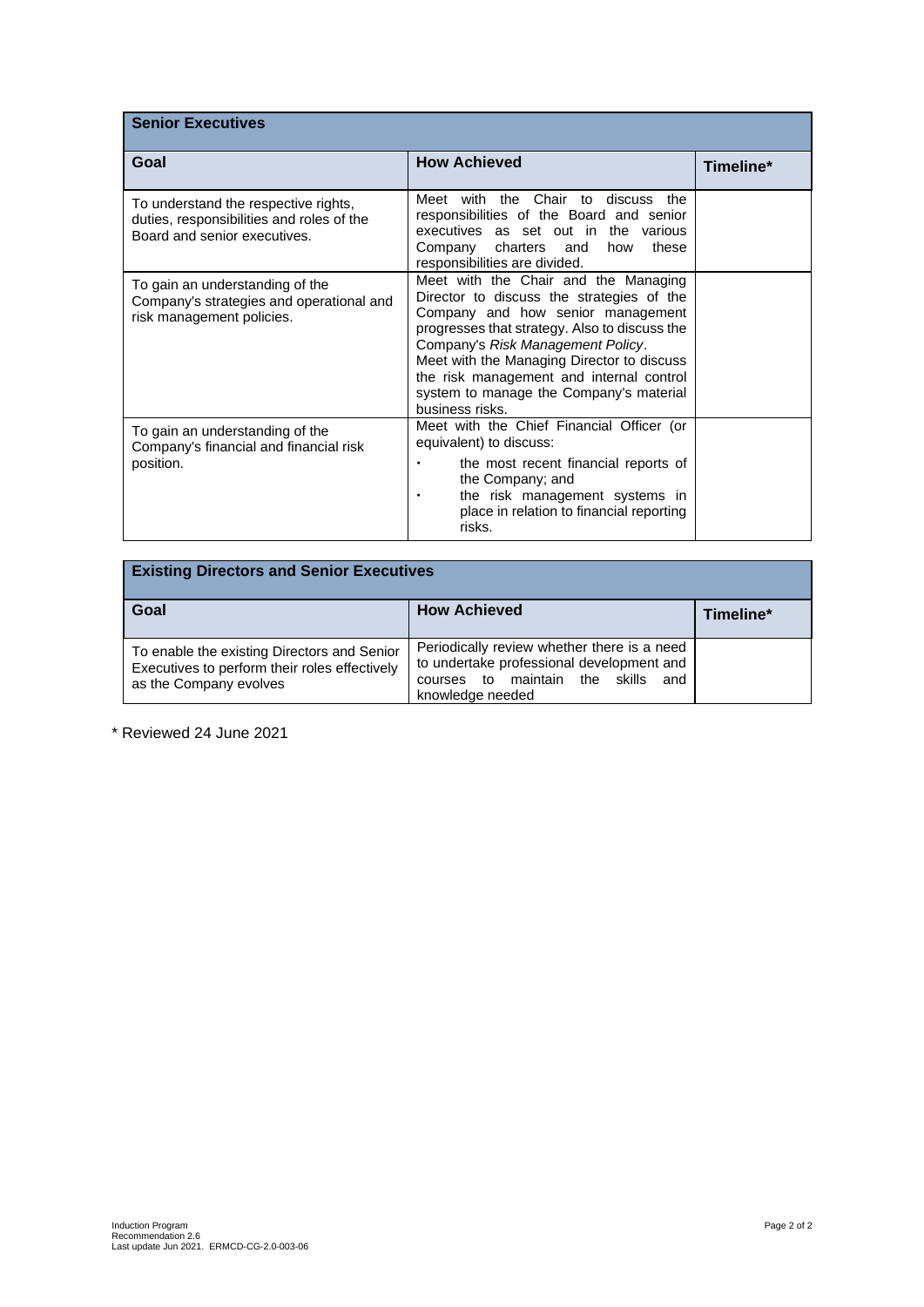| Senior Executives | | |
|---|---|---|
| **Goal** | **How Achieved** | **Timeline*** |
| To understand the respective rights, duties, responsibilities and roles of the Board and senior executives. | Meet with the Chair to discuss the responsibilities of the Board and senior executives as set out in the various Company charters and how these responsibilities are divided. | |
| To gain an understanding of the Company's strategies and operational and risk management policies. | Meet with the Chair and the Managing Director to discuss the strategies of the Company and how senior management progresses that strategy. Also to discuss the Company's *Risk Management Policy*. Meet with the Managing Director to discuss the risk management and internal control system to manage the Company's material business risks. | |
| To gain an understanding of the Company's financial and financial risk position. | Meet with the Chief Financial Officer (or equivalent) to discuss:<br>• the most recent financial reports of the Company; and<br>• the risk management systems in place in relation to financial reporting risks. | |

| Existing Directors and Senior Executives | | |
|---|---|---|
| **Goal** | **How Achieved** | **Timeline*** |
| To enable the existing Directors and Senior Executives to perform their roles effectively as the Company evolves | Periodically review whether there is a need to undertake professional development and courses to maintain the skills and knowledge needed | |

* Reviewed 24 June 2021

Induction Program
Recommendation 2.6
Last update Jun 2021. ERMCD-CG-2.0-003-06